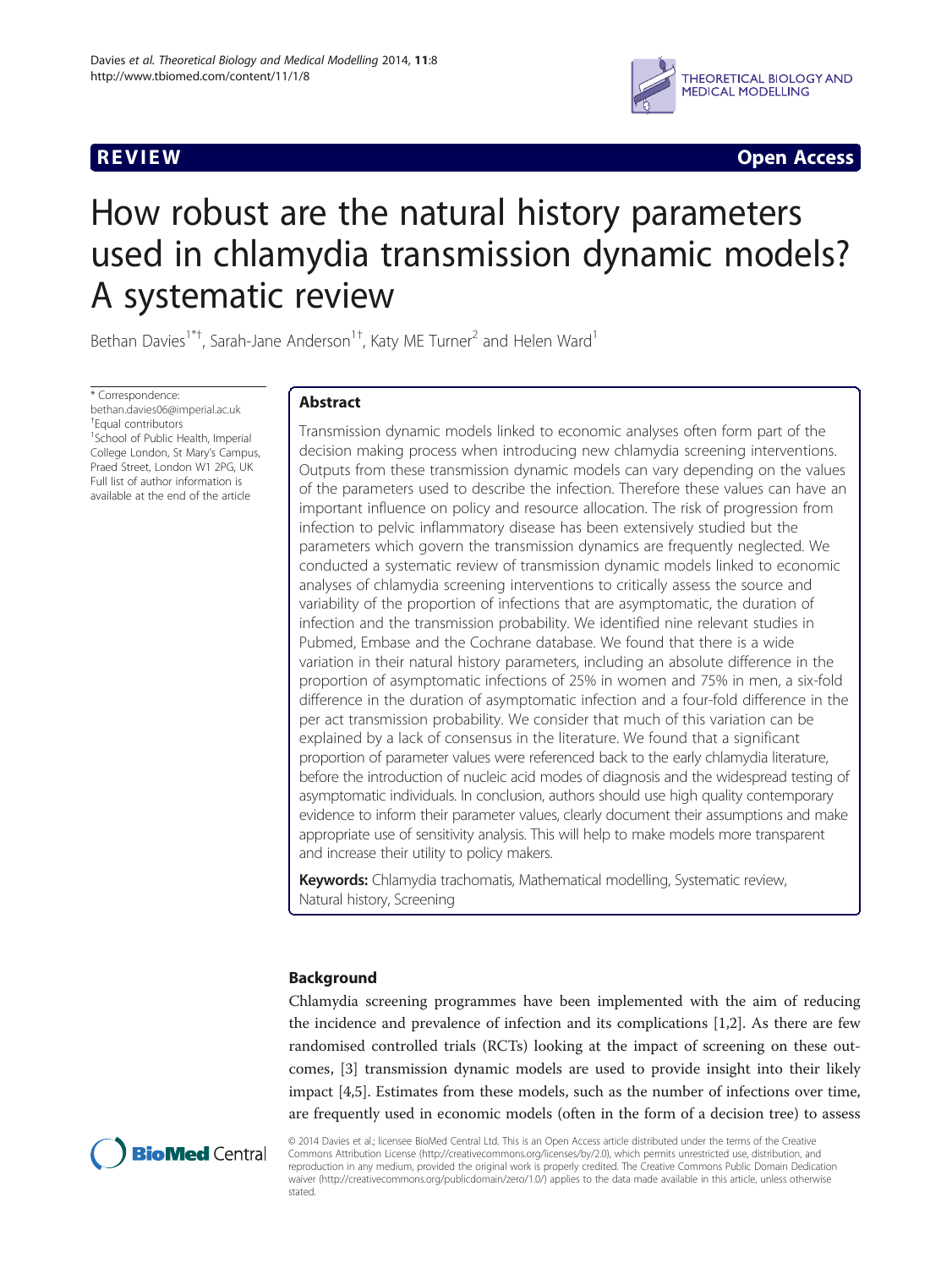**REVIEW** **Open Access**

# How robust are the natural history parameters used in chlamydia transmission dynamic models? A systematic review

Bethan Davies[1*†], Sarah-Jane Anderson[1†], Katy ME Turner[2] and Helen Ward[1]

* Correspondence: bethan.davies06@imperial.ac.uk
†Equal contributors
[1]School of Public Health, Imperial College London, St Mary's Campus, Praed Street, London W1 2PG, UK
Full list of author information is available at the end of the article

## Abstract

Transmission dynamic models linked to economic analyses often form part of the decision making process when introducing new chlamydia screening interventions. Outputs from these transmission dynamic models can vary depending on the values of the parameters used to describe the infection. Therefore these values can have an important influence on policy and resource allocation. The risk of progression from infection to pelvic inflammatory disease has been extensively studied but the parameters which govern the transmission dynamics are frequently neglected. We conducted a systematic review of transmission dynamic models linked to economic analyses of chlamydia screening interventions to critically assess the source and variability of the proportion of infections that are asymptomatic, the duration of infection and the transmission probability. We identified nine relevant studies in Pubmed, Embase and the Cochrane database. We found that there is a wide variation in their natural history parameters, including an absolute difference in the proportion of asymptomatic infections of 25% in women and 75% in men, a six-fold difference in the duration of asymptomatic infection and a four-fold difference in the per act transmission probability. We consider that much of this variation can be explained by a lack of consensus in the literature. We found that a significant proportion of parameter values were referenced back to the early chlamydia literature, before the introduction of nucleic acid modes of diagnosis and the widespread testing of asymptomatic individuals. In conclusion, authors should use high quality contemporary evidence to inform their parameter values, clearly document their assumptions and make appropriate use of sensitivity analysis. This will help to make models more transparent and increase their utility to policy makers.

**Keywords:** Chlamydia trachomatis, Mathematical modelling, Systematic review, Natural history, Screening

## Background

Chlamydia screening programmes have been implemented with the aim of reducing the incidence and prevalence of infection and its complications [1,2]. As there are few randomised controlled trials (RCTs) looking at the impact of screening on these outcomes, [3] transmission dynamic models are used to provide insight into their likely impact [4,5]. Estimates from these models, such as the number of infections over time, are frequently used in economic models (often in the form of a decision tree) to assess

© 2014 Davies et al.; licensee BioMed Central Ltd. This is an Open Access article distributed under the terms of the Creative Commons Attribution License (http://creativecommons.org/licenses/by/2.0), which permits unrestricted use, distribution, and reproduction in any medium, provided the original work is properly credited. The Creative Commons Public Domain Dedication waiver (http://creativecommons.org/publicdomain/zero/1.0/) applies to the data made available in this article, unless otherwise stated.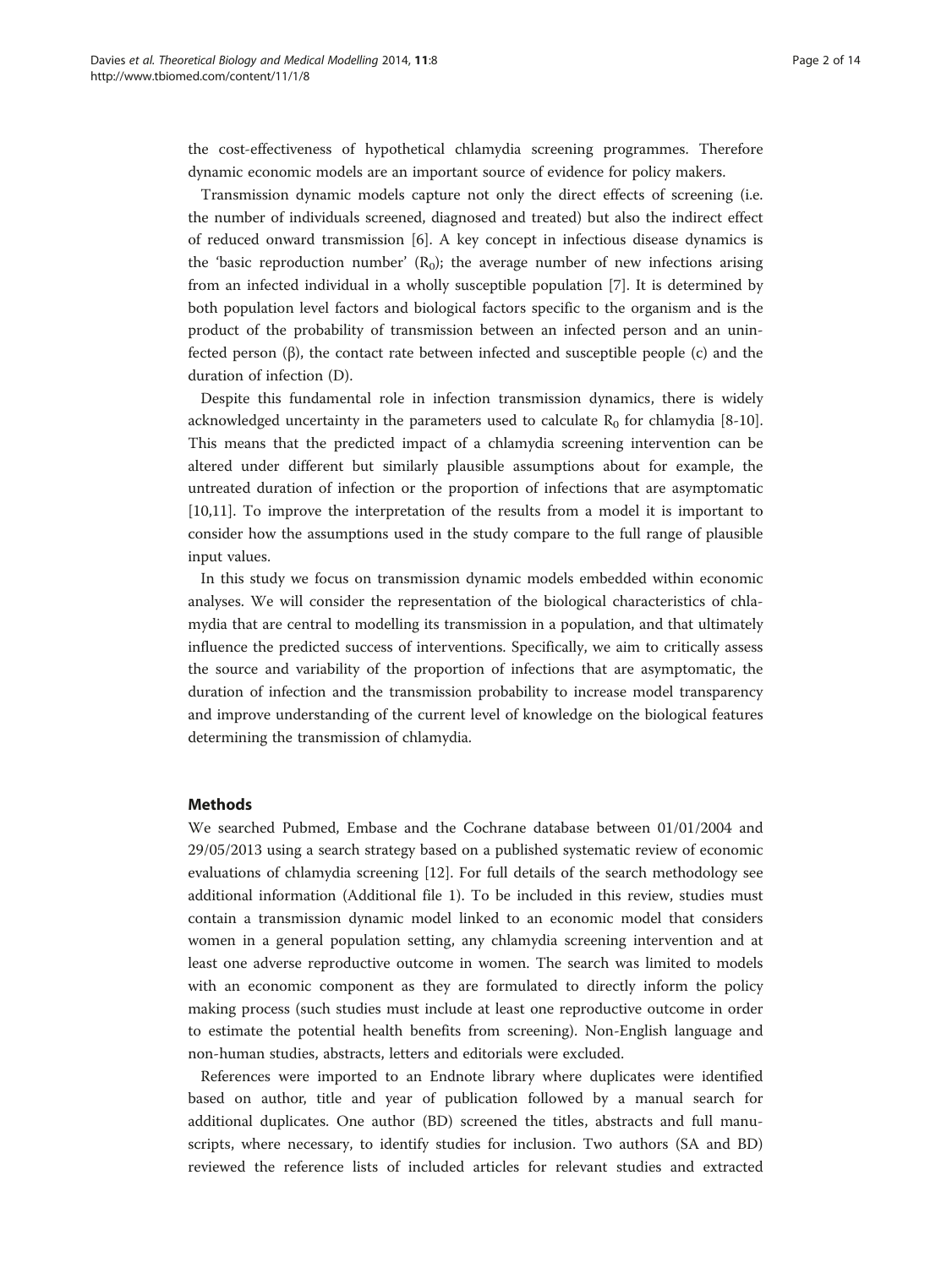the cost-effectiveness of hypothetical chlamydia screening programmes. Therefore dynamic economic models are an important source of evidence for policy makers.

Transmission dynamic models capture not only the direct effects of screening (i.e. the number of individuals screened, diagnosed and treated) but also the indirect effect of reduced onward transmission [6]. A key concept in infectious disease dynamics is the 'basic reproduction number' ($R_0$); the average number of new infections arising from an infected individual in a wholly susceptible population [7]. It is determined by both population level factors and biological factors specific to the organism and is the product of the probability of transmission between an infected person and an uninfected person ($\beta$), the contact rate between infected and susceptible people (c) and the duration of infection (D).

Despite this fundamental role in infection transmission dynamics, there is widely acknowledged uncertainty in the parameters used to calculate $R_0$ for chlamydia [8-10]. This means that the predicted impact of a chlamydia screening intervention can be altered under different but similarly plausible assumptions about for example, the untreated duration of infection or the proportion of infections that are asymptomatic [10,11]. To improve the interpretation of the results from a model it is important to consider how the assumptions used in the study compare to the full range of plausible input values.

In this study we focus on transmission dynamic models embedded within economic analyses. We will consider the representation of the biological characteristics of chlamydia that are central to modelling its transmission in a population, and that ultimately influence the predicted success of interventions. Specifically, we aim to critically assess the source and variability of the proportion of infections that are asymptomatic, the duration of infection and the transmission probability to increase model transparency and improve understanding of the current level of knowledge on the biological features determining the transmission of chlamydia.

## Methods

We searched Pubmed, Embase and the Cochrane database between 01/01/2004 and 29/05/2013 using a search strategy based on a published systematic review of economic evaluations of chlamydia screening [12]. For full details of the search methodology see additional information (Additional file 1). To be included in this review, studies must contain a transmission dynamic model linked to an economic model that considers women in a general population setting, any chlamydia screening intervention and at least one adverse reproductive outcome in women. The search was limited to models with an economic component as they are formulated to directly inform the policy making process (such studies must include at least one reproductive outcome in order to estimate the potential health benefits from screening). Non-English language and non-human studies, abstracts, letters and editorials were excluded.

References were imported to an Endnote library where duplicates were identified based on author, title and year of publication followed by a manual search for additional duplicates. One author (BD) screened the titles, abstracts and full manuscripts, where necessary, to identify studies for inclusion. Two authors (SA and BD) reviewed the reference lists of included articles for relevant studies and extracted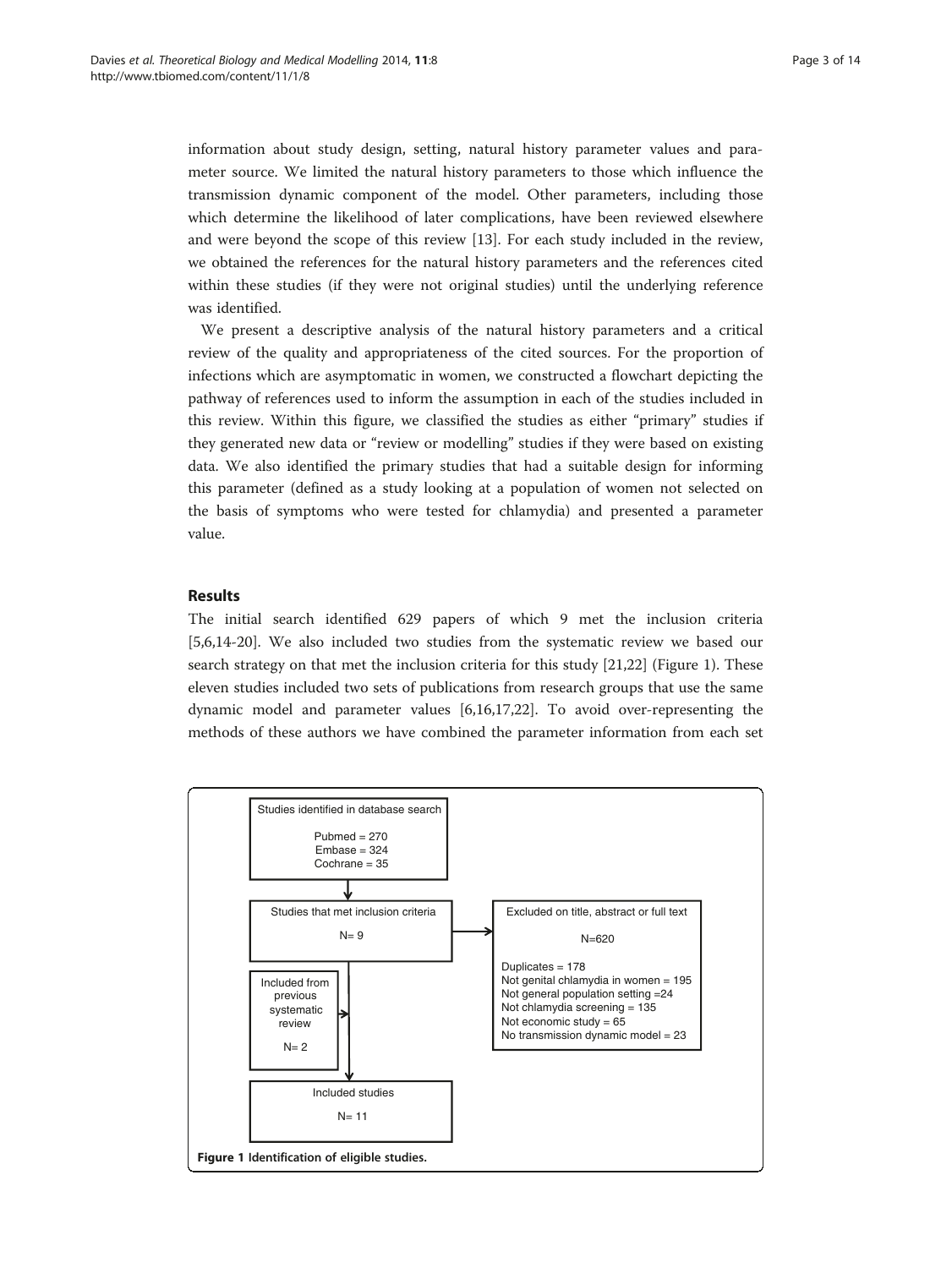information about study design, setting, natural history parameter values and parameter source. We limited the natural history parameters to those which influence the transmission dynamic component of the model. Other parameters, including those which determine the likelihood of later complications, have been reviewed elsewhere and were beyond the scope of this review [13]. For each study included in the review, we obtained the references for the natural history parameters and the references cited within these studies (if they were not original studies) until the underlying reference was identified.

We present a descriptive analysis of the natural history parameters and a critical review of the quality and appropriateness of the cited sources. For the proportion of infections which are asymptomatic in women, we constructed a flowchart depicting the pathway of references used to inform the assumption in each of the studies included in this review. Within this figure, we classified the studies as either "primary" studies if they generated new data or "review or modelling" studies if they were based on existing data. We also identified the primary studies that had a suitable design for informing this parameter (defined as a study looking at a population of women not selected on the basis of symptoms who were tested for chlamydia) and presented a parameter value.

## Results

The initial search identified 629 papers of which 9 met the inclusion criteria [5,6,14-20]. We also included two studies from the systematic review we based our search strategy on that met the inclusion criteria for this study [21,22] (Figure 1). These eleven studies included two sets of publications from research groups that use the same dynamic model and parameter values [6,16,17,22]. To avoid over-representing the methods of these authors we have combined the parameter information from each set

Studies identified in database search

Pubmed = 270
Embase = 324
Cochrane = 35

Studies that met inclusion criteria

N= 9

Excluded on title, abstract or full text

N=620

Duplicates = 178
Not genital chlamydia in women = 195
Not general population setting =24
Not chlamydia screening = 135
Not economic study = 65
No transmission dynamic model = 23

Included from previous systematic review

N= 2

Included studies

N= 11

**Figure 1 Identification of eligible studies.**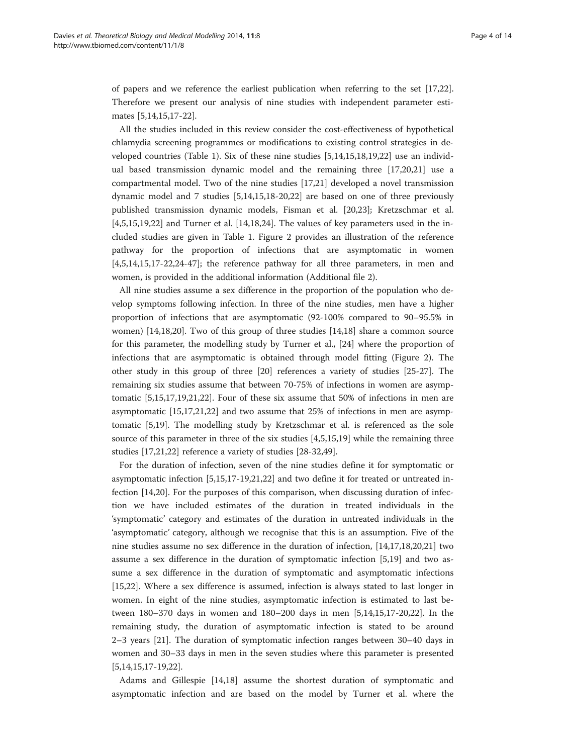of papers and we reference the earliest publication when referring to the set [17,22]. Therefore we present our analysis of nine studies with independent parameter estimates [5,14,15,17-22].

All the studies included in this review consider the cost-effectiveness of hypothetical chlamydia screening programmes or modifications to existing control strategies in developed countries (Table 1). Six of these nine studies [5,14,15,18,19,22] use an individual based transmission dynamic model and the remaining three [17,20,21] use a compartmental model. Two of the nine studies [17,21] developed a novel transmission dynamic model and 7 studies [5,14,15,18-20,22] are based on one of three previously published transmission dynamic models, Fisman et al. [20,23]; Kretzschmar et al. [4,5,15,19,22] and Turner et al. [14,18,24]. The values of key parameters used in the included studies are given in Table 1. Figure 2 provides an illustration of the reference pathway for the proportion of infections that are asymptomatic in women [4,5,14,15,17-22,24-47]; the reference pathway for all three parameters, in men and women, is provided in the additional information (Additional file 2).

All nine studies assume a sex difference in the proportion of the population who develop symptoms following infection. In three of the nine studies, men have a higher proportion of infections that are asymptomatic (92-100% compared to 90–95.5% in women) [14,18,20]. Two of this group of three studies [14,18] share a common source for this parameter, the modelling study by Turner et al., [24] where the proportion of infections that are asymptomatic is obtained through model fitting (Figure 2). The other study in this group of three [20] references a variety of studies [25-27]. The remaining six studies assume that between 70-75% of infections in women are asymptomatic [5,15,17,19,21,22]. Four of these six assume that 50% of infections in men are asymptomatic [15,17,21,22] and two assume that 25% of infections in men are asymptomatic [5,19]. The modelling study by Kretzschmar et al. is referenced as the sole source of this parameter in three of the six studies [4,5,15,19] while the remaining three studies [17,21,22] reference a variety of studies [28-32,49].

For the duration of infection, seven of the nine studies define it for symptomatic or asymptomatic infection [5,15,17-19,21,22] and two define it for treated or untreated infection [14,20]. For the purposes of this comparison, when discussing duration of infection we have included estimates of the duration in treated individuals in the 'symptomatic' category and estimates of the duration in untreated individuals in the 'asymptomatic' category, although we recognise that this is an assumption. Five of the nine studies assume no sex difference in the duration of infection, [14,17,18,20,21] two assume a sex difference in the duration of symptomatic infection [5,19] and two assume a sex difference in the duration of symptomatic and asymptomatic infections [15,22]. Where a sex difference is assumed, infection is always stated to last longer in women. In eight of the nine studies, asymptomatic infection is estimated to last between 180–370 days in women and 180–200 days in men [5,14,15,17-20,22]. In the remaining study, the duration of asymptomatic infection is stated to be around 2–3 years [21]. The duration of symptomatic infection ranges between 30–40 days in women and 30–33 days in men in the seven studies where this parameter is presented [5,14,15,17-19,22].

Adams and Gillespie [14,18] assume the shortest duration of symptomatic and asymptomatic infection and are based on the model by Turner et al. where the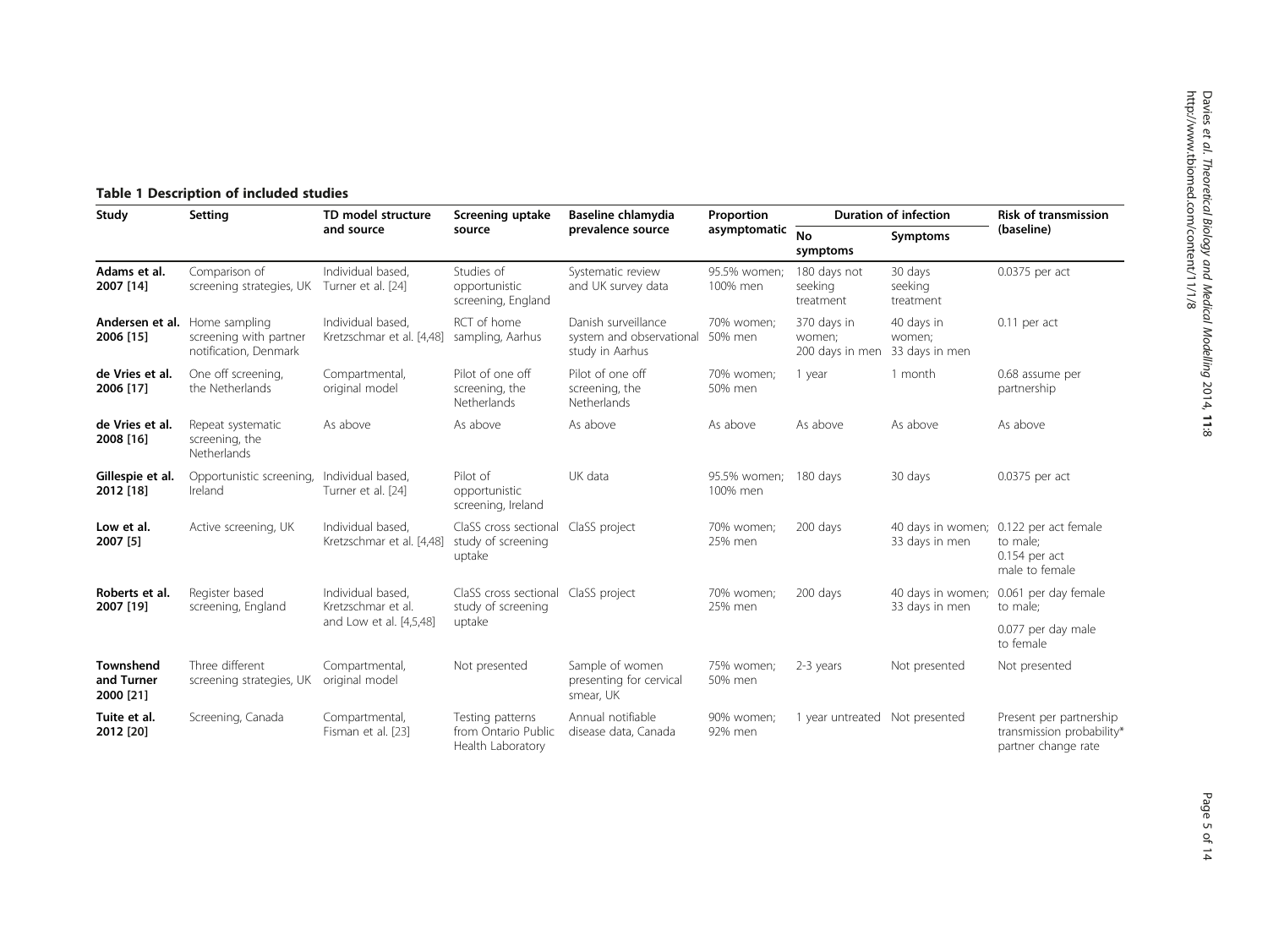**Table 1 Description of included studies**

| Study | Setting | TD model structure and source | Screening uptake source | Baseline chlamydia prevalence source | Proportion asymptomatic | Duration of infection | | Risk of transmission (baseline) |
|---|---|---|---|---|---|---|---|---|
| | | | | | | No symptoms | Symptoms | |
| **Adams et al. 2007 [14]** | Comparison of screening strategies, UK | Individual based, Turner et al. [24] | Studies of opportunistic screening, England | Systematic review and UK survey data | 95.5% women; 100% men | 180 days not seeking treatment | 30 days seeking treatment | 0.0375 per act |
| **Andersen et al. 2006 [15]** | Home sampling screening with partner notification, Denmark | Individual based, Kretzschmar et al. [4,48] | RCT of home sampling, Aarhus | Danish surveillance system and observational study in Aarhus | 70% women; 50% men | 370 days in women; 200 days in men | 40 days in women; 33 days in men | 0.11 per act |
| **de Vries et al. 2006 [17]** | One off screening, the Netherlands | Compartmental, original model | Pilot of one off screening, the Netherlands | Pilot of one off screening, the Netherlands | 70% women; 50% men | 1 year | 1 month | 0.68 assume per partnership |
| **de Vries et al. 2008 [16]** | Repeat systematic screening, the Netherlands | As above | As above | As above | As above | As above | As above | As above |
| **Gillespie et al. 2012 [18]** | Opportunistic screening, Ireland | Individual based, Turner et al. [24] | Pilot of opportunistic screening, Ireland | UK data | 95.5% women; 100% men | 180 days | 30 days | 0.0375 per act |
| **Low et al. 2007 [5]** | Active screening, UK | Individual based, Kretzschmar et al. [4,48] | ClaSS cross sectional study of screening uptake | ClaSS project | 70% women; 25% men | 200 days | 40 days in women; 33 days in men | 0.122 per act female to male; 0.154 per act male to female |
| **Roberts et al. 2007 [19]** | Register based screening, England | Individual based, Kretzschmar et al. and Low et al. [4,5,48] | ClaSS cross sectional study of screening uptake | ClaSS project | 70% women; 25% men | 200 days | 40 days in women; 33 days in men | 0.061 per day female to male; 0.077 per day male to female |
| **Townshend and Turner 2000 [21]** | Three different screening strategies, UK | Compartmental, original model | Not presented | Sample of women presenting for cervical smear, UK | 75% women; 50% men | 2-3 years | Not presented | Not presented |
| **Tuite et al. 2012 [20]** | Screening, Canada | Compartmental, Fisman et al. [23] | Testing patterns from Ontario Public Health Laboratory | Annual notifiable disease data, Canada | 90% women; 92% men | 1 year untreated | Not presented | Present per partnership transmission probability* partner change rate |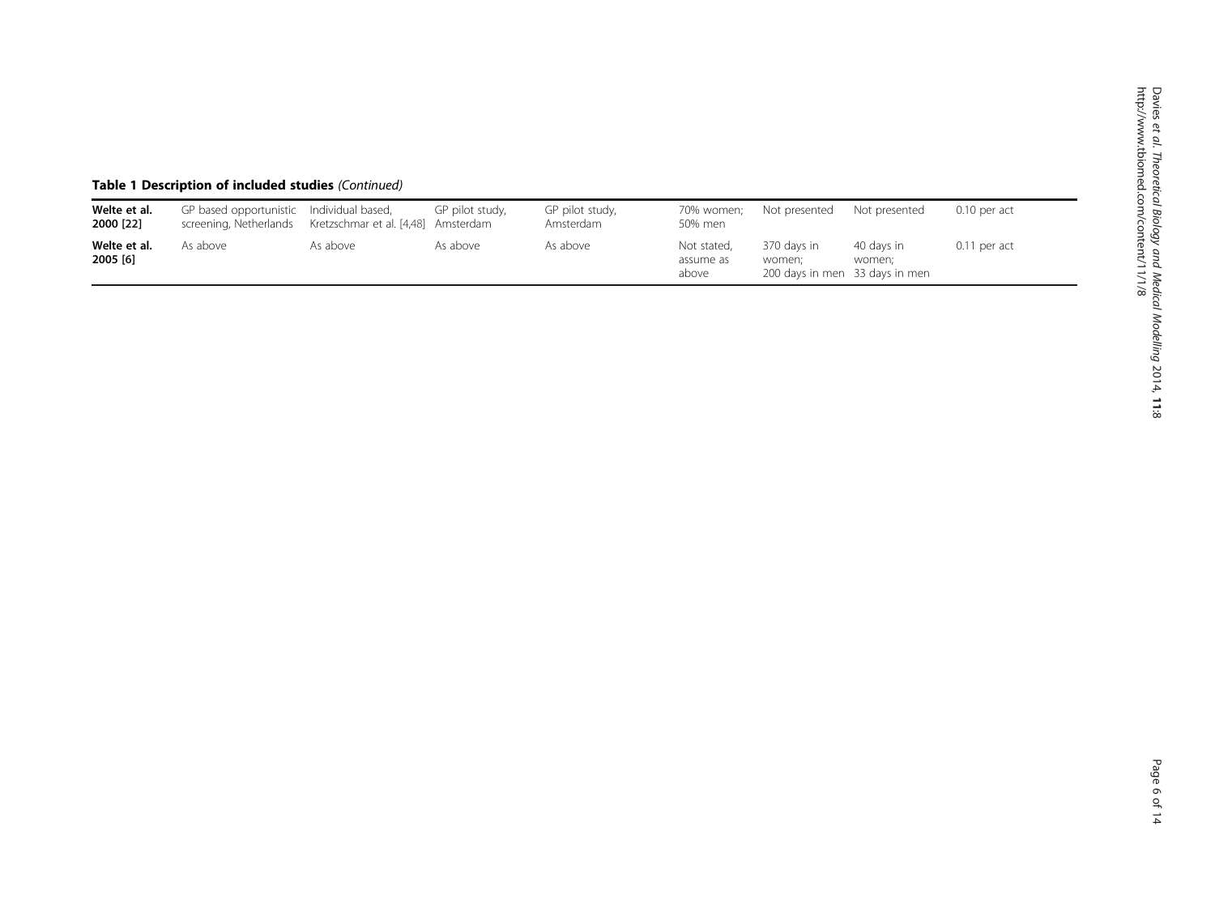**Table 1 Description of included studies** *(Continued)*

| | | | | | | | | |
|---|---|---|---|---|---|---|---|---|
| **Welte et al. 2000 [22]** | GP based opportunistic screening, Netherlands | Individual based, Kretzschmar et al. [4,48] | GP pilot study, Amsterdam | GP pilot study, Amsterdam | 70% women; 50% men | Not presented | Not presented | 0.10 per act |
| **Welte et al. 2005 [6]** | As above | As above | As above | As above | Not stated, assume as above | 370 days in women; 200 days in men | 40 days in women; 33 days in men | 0.11 per act |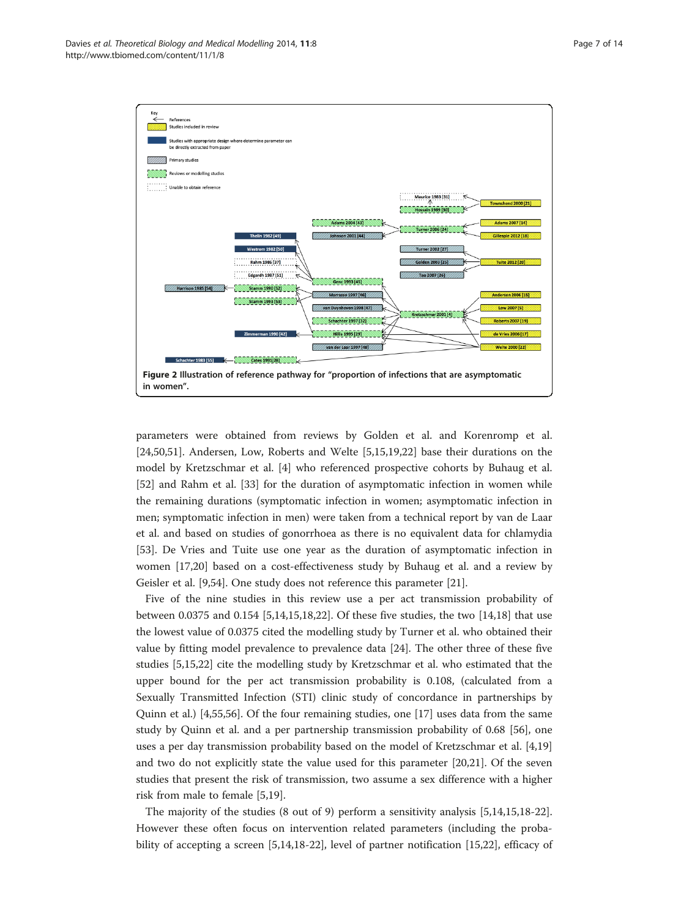**Figure 2 Illustration of reference pathway for "proportion of infections that are asymptomatic in women".**

parameters were obtained from reviews by Golden et al. and Korenromp et al. [24,50,51]. Andersen, Low, Roberts and Welte [5,15,19,22] base their durations on the model by Kretzschmar et al. [4] who referenced prospective cohorts by Buhaug et al. [52] and Rahm et al. [33] for the duration of asymptomatic infection in women while the remaining durations (symptomatic infection in women; asymptomatic infection in men; symptomatic infection in men) were taken from a technical report by van de Laar et al. and based on studies of gonorrhoea as there is no equivalent data for chlamydia [53]. De Vries and Tuite use one year as the duration of asymptomatic infection in women [17,20] based on a cost-effectiveness study by Buhaug et al. and a review by Geisler et al. [9,54]. One study does not reference this parameter [21].

Five of the nine studies in this review use a per act transmission probability of between 0.0375 and 0.154 [5,14,15,18,22]. Of these five studies, the two [14,18] that use the lowest value of 0.0375 cited the modelling study by Turner et al. who obtained their value by fitting model prevalence to prevalence data [24]. The other three of these five studies [5,15,22] cite the modelling study by Kretzschmar et al. who estimated that the upper bound for the per act transmission probability is 0.108, (calculated from a Sexually Transmitted Infection (STI) clinic study of concordance in partnerships by Quinn et al.) [4,55,56]. Of the four remaining studies, one [17] uses data from the same study by Quinn et al. and a per partnership transmission probability of 0.68 [56], one uses a per day transmission probability based on the model of Kretzschmar et al. [4,19] and two do not explicitly state the value used for this parameter [20,21]. Of the seven studies that present the risk of transmission, two assume a sex difference with a higher risk from male to female [5,19].

The majority of the studies (8 out of 9) perform a sensitivity analysis [5,14,15,18-22]. However these often focus on intervention related parameters (including the probability of accepting a screen [5,14,18-22], level of partner notification [15,22], efficacy of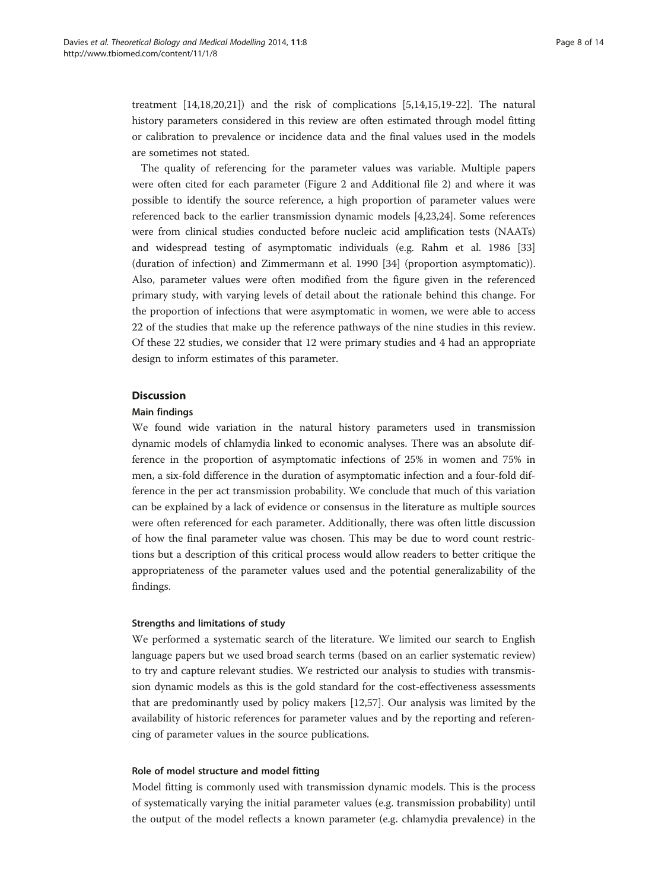treatment [14,18,20,21]) and the risk of complications [5,14,15,19-22]. The natural history parameters considered in this review are often estimated through model fitting or calibration to prevalence or incidence data and the final values used in the models are sometimes not stated.

The quality of referencing for the parameter values was variable. Multiple papers were often cited for each parameter (Figure 2 and Additional file 2) and where it was possible to identify the source reference, a high proportion of parameter values were referenced back to the earlier transmission dynamic models [4,23,24]. Some references were from clinical studies conducted before nucleic acid amplification tests (NAATs) and widespread testing of asymptomatic individuals (e.g. Rahm et al. 1986 [33] (duration of infection) and Zimmermann et al. 1990 [34] (proportion asymptomatic)). Also, parameter values were often modified from the figure given in the referenced primary study, with varying levels of detail about the rationale behind this change. For the proportion of infections that were asymptomatic in women, we were able to access 22 of the studies that make up the reference pathways of the nine studies in this review. Of these 22 studies, we consider that 12 were primary studies and 4 had an appropriate design to inform estimates of this parameter.

## Discussion

### Main findings

We found wide variation in the natural history parameters used in transmission dynamic models of chlamydia linked to economic analyses. There was an absolute difference in the proportion of asymptomatic infections of 25% in women and 75% in men, a six-fold difference in the duration of asymptomatic infection and a four-fold difference in the per act transmission probability. We conclude that much of this variation can be explained by a lack of evidence or consensus in the literature as multiple sources were often referenced for each parameter. Additionally, there was often little discussion of how the final parameter value was chosen. This may be due to word count restrictions but a description of this critical process would allow readers to better critique the appropriateness of the parameter values used and the potential generalizability of the findings.

### Strengths and limitations of study

We performed a systematic search of the literature. We limited our search to English language papers but we used broad search terms (based on an earlier systematic review) to try and capture relevant studies. We restricted our analysis to studies with transmission dynamic models as this is the gold standard for the cost-effectiveness assessments that are predominantly used by policy makers [12,57]. Our analysis was limited by the availability of historic references for parameter values and by the reporting and referencing of parameter values in the source publications.

### Role of model structure and model fitting

Model fitting is commonly used with transmission dynamic models. This is the process of systematically varying the initial parameter values (e.g. transmission probability) until the output of the model reflects a known parameter (e.g. chlamydia prevalence) in the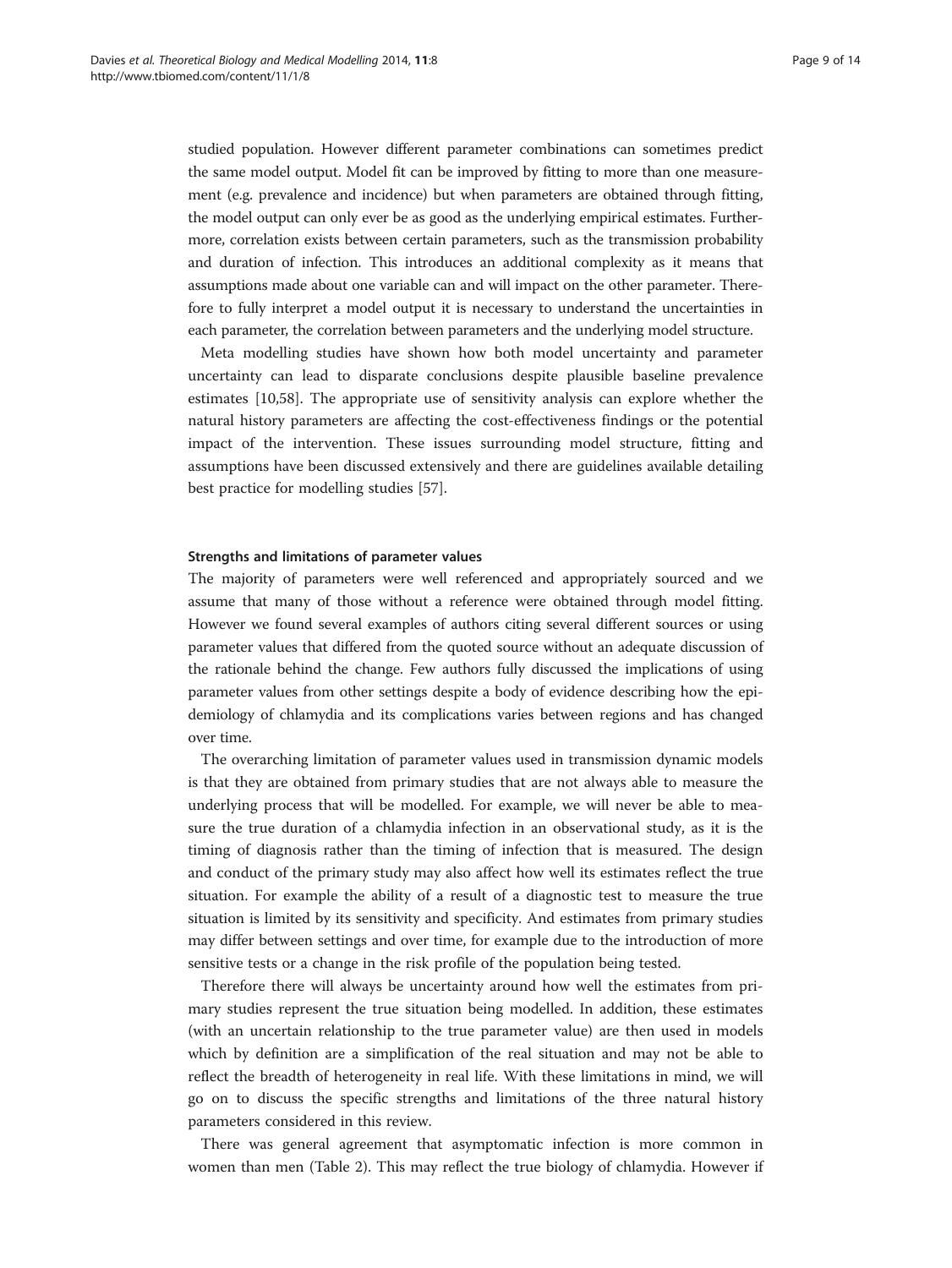studied population. However different parameter combinations can sometimes predict the same model output. Model fit can be improved by fitting to more than one measurement (e.g. prevalence and incidence) but when parameters are obtained through fitting, the model output can only ever be as good as the underlying empirical estimates. Furthermore, correlation exists between certain parameters, such as the transmission probability and duration of infection. This introduces an additional complexity as it means that assumptions made about one variable can and will impact on the other parameter. Therefore to fully interpret a model output it is necessary to understand the uncertainties in each parameter, the correlation between parameters and the underlying model structure.

Meta modelling studies have shown how both model uncertainty and parameter uncertainty can lead to disparate conclusions despite plausible baseline prevalence estimates [10,58]. The appropriate use of sensitivity analysis can explore whether the natural history parameters are affecting the cost-effectiveness findings or the potential impact of the intervention. These issues surrounding model structure, fitting and assumptions have been discussed extensively and there are guidelines available detailing best practice for modelling studies [57].

#### Strengths and limitations of parameter values

The majority of parameters were well referenced and appropriately sourced and we assume that many of those without a reference were obtained through model fitting. However we found several examples of authors citing several different sources or using parameter values that differed from the quoted source without an adequate discussion of the rationale behind the change. Few authors fully discussed the implications of using parameter values from other settings despite a body of evidence describing how the epidemiology of chlamydia and its complications varies between regions and has changed over time.

The overarching limitation of parameter values used in transmission dynamic models is that they are obtained from primary studies that are not always able to measure the underlying process that will be modelled. For example, we will never be able to measure the true duration of a chlamydia infection in an observational study, as it is the timing of diagnosis rather than the timing of infection that is measured. The design and conduct of the primary study may also affect how well its estimates reflect the true situation. For example the ability of a result of a diagnostic test to measure the true situation is limited by its sensitivity and specificity. And estimates from primary studies may differ between settings and over time, for example due to the introduction of more sensitive tests or a change in the risk profile of the population being tested.

Therefore there will always be uncertainty around how well the estimates from primary studies represent the true situation being modelled. In addition, these estimates (with an uncertain relationship to the true parameter value) are then used in models which by definition are a simplification of the real situation and may not be able to reflect the breadth of heterogeneity in real life. With these limitations in mind, we will go on to discuss the specific strengths and limitations of the three natural history parameters considered in this review.

There was general agreement that asymptomatic infection is more common in women than men (Table 2). This may reflect the true biology of chlamydia. However if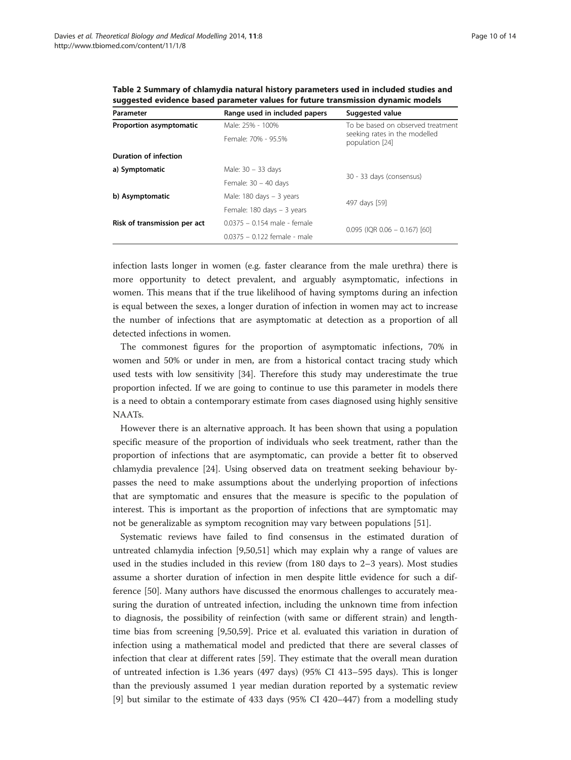**Table 2 Summary of chlamydia natural history parameters used in included studies and suggested evidence based parameter values for future transmission dynamic models**

| Parameter | Range used in included papers | Suggested value |
|---|---|---|
| **Proportion asymptomatic** | Male: 25% - 100% | To be based on observed treatment seeking rates in the modelled population [24] |
| | Female: 70% - 95.5% | |
| **Duration of infection** | | |
| **a) Symptomatic** | Male: 30 – 33 days | 30 - 33 days (consensus) |
| | Female: 30 – 40 days | |
| **b) Asymptomatic** | Male: 180 days – 3 years | 497 days [59] |
| | Female: 180 days – 3 years | |
| **Risk of transmission per act** | 0.0375 – 0.154 male - female | 0.095 (IQR 0.06 – 0.167) [60] |
| | 0.0375 – 0.122 female - male | |

infection lasts longer in women (e.g. faster clearance from the male urethra) there is more opportunity to detect prevalent, and arguably asymptomatic, infections in women. This means that if the true likelihood of having symptoms during an infection is equal between the sexes, a longer duration of infection in women may act to increase the number of infections that are asymptomatic at detection as a proportion of all detected infections in women.

The commonest figures for the proportion of asymptomatic infections, 70% in women and 50% or under in men, are from a historical contact tracing study which used tests with low sensitivity [34]. Therefore this study may underestimate the true proportion infected. If we are going to continue to use this parameter in models there is a need to obtain a contemporary estimate from cases diagnosed using highly sensitive NAATs.

However there is an alternative approach. It has been shown that using a population specific measure of the proportion of individuals who seek treatment, rather than the proportion of infections that are asymptomatic, can provide a better fit to observed chlamydia prevalence [24]. Using observed data on treatment seeking behaviour bypasses the need to make assumptions about the underlying proportion of infections that are symptomatic and ensures that the measure is specific to the population of interest. This is important as the proportion of infections that are symptomatic may not be generalizable as symptom recognition may vary between populations [51].

Systematic reviews have failed to find consensus in the estimated duration of untreated chlamydia infection [9,50,51] which may explain why a range of values are used in the studies included in this review (from 180 days to 2–3 years). Most studies assume a shorter duration of infection in men despite little evidence for such a difference [50]. Many authors have discussed the enormous challenges to accurately measuring the duration of untreated infection, including the unknown time from infection to diagnosis, the possibility of reinfection (with same or different strain) and length-time bias from screening [9,50,59]. Price et al. evaluated this variation in duration of infection using a mathematical model and predicted that there are several classes of infection that clear at different rates [59]. They estimate that the overall mean duration of untreated infection is 1.36 years (497 days) (95% CI 413–595 days). This is longer than the previously assumed 1 year median duration reported by a systematic review [9] but similar to the estimate of 433 days (95% CI 420–447) from a modelling study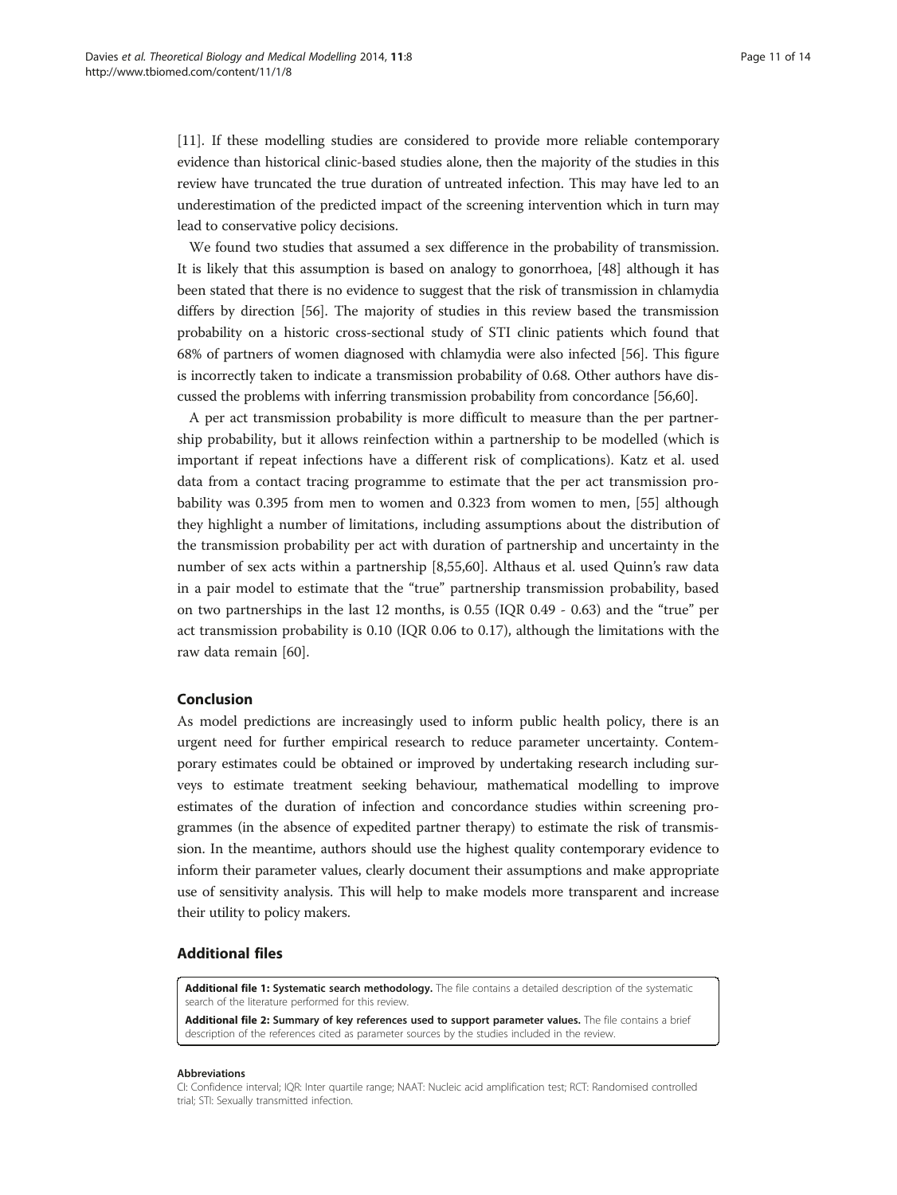[11]. If these modelling studies are considered to provide more reliable contemporary evidence than historical clinic-based studies alone, then the majority of the studies in this review have truncated the true duration of untreated infection. This may have led to an underestimation of the predicted impact of the screening intervention which in turn may lead to conservative policy decisions.

We found two studies that assumed a sex difference in the probability of transmission. It is likely that this assumption is based on analogy to gonorrhoea, [48] although it has been stated that there is no evidence to suggest that the risk of transmission in chlamydia differs by direction [56]. The majority of studies in this review based the transmission probability on a historic cross-sectional study of STI clinic patients which found that 68% of partners of women diagnosed with chlamydia were also infected [56]. This figure is incorrectly taken to indicate a transmission probability of 0.68. Other authors have discussed the problems with inferring transmission probability from concordance [56,60].

A per act transmission probability is more difficult to measure than the per partnership probability, but it allows reinfection within a partnership to be modelled (which is important if repeat infections have a different risk of complications). Katz et al. used data from a contact tracing programme to estimate that the per act transmission probability was 0.395 from men to women and 0.323 from women to men, [55] although they highlight a number of limitations, including assumptions about the distribution of the transmission probability per act with duration of partnership and uncertainty in the number of sex acts within a partnership [8,55,60]. Althaus et al. used Quinn's raw data in a pair model to estimate that the "true" partnership transmission probability, based on two partnerships in the last 12 months, is 0.55 (IQR 0.49 - 0.63) and the "true" per act transmission probability is 0.10 (IQR 0.06 to 0.17), although the limitations with the raw data remain [60].

## Conclusion

As model predictions are increasingly used to inform public health policy, there is an urgent need for further empirical research to reduce parameter uncertainty. Contemporary estimates could be obtained or improved by undertaking research including surveys to estimate treatment seeking behaviour, mathematical modelling to improve estimates of the duration of infection and concordance studies within screening programmes (in the absence of expedited partner therapy) to estimate the risk of transmission. In the meantime, authors should use the highest quality contemporary evidence to inform their parameter values, clearly document their assumptions and make appropriate use of sensitivity analysis. This will help to make models more transparent and increase their utility to policy makers.

## Additional files

**Additional file 1: Systematic search methodology.** The file contains a detailed description of the systematic search of the literature performed for this review.

**Additional file 2: Summary of key references used to support parameter values.** The file contains a brief description of the references cited as parameter sources by the studies included in the review.

#### Abbreviations

CI: Confidence interval; IQR: Inter quartile range; NAAT: Nucleic acid amplification test; RCT: Randomised controlled trial; STI: Sexually transmitted infection.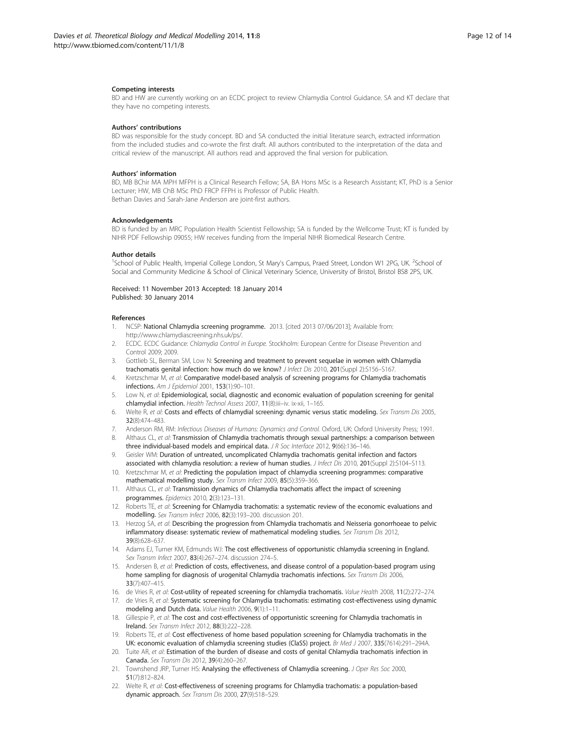### Competing interests

BD and HW are currently working on an ECDC project to review Chlamydia Control Guidance. SA and KT declare that they have no competing interests.

### Authors' contributions

BD was responsible for the study concept. BD and SA conducted the initial literature search, extracted information from the included studies and co-wrote the first draft. All authors contributed to the interpretation of the data and critical review of the manuscript. All authors read and approved the final version for publication.

### Authors' information

BD, MB BChir MA MPH MFPH is a Clinical Research Fellow; SA, BA Hons MSc is a Research Assistant; KT, PhD is a Senior Lecturer; HW, MB ChB MSc PhD FRCP FFPH is Professor of Public Health.
Bethan Davies and Sarah-Jane Anderson are joint-first authors.

### Acknowledgements

BD is funded by an MRC Population Health Scientist Fellowship; SA is funded by the Wellcome Trust; KT is funded by NIHR PDF Fellowship 09055; HW receives funding from the Imperial NIHR Biomedical Research Centre.

### Author details

[1]School of Public Health, Imperial College London, St Mary's Campus, Praed Street, London W1 2PG, UK. [2]School of Social and Community Medicine & School of Clinical Veterinary Science, University of Bristol, Bristol BS8 2PS, UK.

Received: 11 November 2013 Accepted: 18 January 2014
Published: 30 January 2014

### References

1. NCSP: **National Chlamydia screening programme.** 2013. [cited 2013 07/06/2013]; Available from: http://www.chlamydiascreening.nhs.uk/ps/.
2. ECDC. ECDC Guidance: *Chlamydia Control in Europe.* Stockholm: European Centre for Disease Prevention and Control 2009; 2009.
3. Gottlieb SL, Berman SM, Low N: **Screening and treatment to prevent sequelae in women with Chlamydia trachomatis genital infection: how much do we know?** *J Infect Dis* 2010, **201**(Suppl 2):S156–S167.
4. Kretzschmar M, *et al*: **Comparative model-based analysis of screening programs for Chlamydia trachomatis infections.** *Am J Epidemiol* 2001, **153**(1):90–101.
5. Low N, *et al*: **Epidemiological, social, diagnostic and economic evaluation of population screening for genital chlamydial infection.** *Health Technol Assess* 2007, **11**(8):iii–iv. ix-xii, 1–165.
6. Welte R, *et al*: **Costs and effects of chlamydial screening: dynamic versus static modeling.** *Sex Transm Dis* 2005, **32**(8):474–483.
7. Anderson RM, RM: *Infectious Diseases of Humans: Dynamics and Control.* Oxford, UK: Oxford University Press; 1991.
8. Althaus CL, *et al*: **Transmission of Chlamydia trachomatis through sexual partnerships: a comparison between three individual-based models and empirical data.** *J R Soc Interface* 2012, **9**(66):136–146.
9. Geisler WM: **Duration of untreated, uncomplicated Chlamydia trachomatis genital infection and factors associated with chlamydia resolution: a review of human studies.** *J Infect Dis* 2010, **201**(Suppl 2):S104–S113.
10. Kretzschmar M, *et al*: **Predicting the population impact of chlamydia screening programmes: comparative mathematical modelling study.** *Sex Transm Infect* 2009, **85**(5):359–366.
11. Althaus CL, *et al*: **Transmission dynamics of Chlamydia trachomatis affect the impact of screening programmes.** *Epidemics* 2010, **2**(3):123–131.
12. Roberts TE, *et al*: **Screening for Chlamydia trachomatis: a systematic review of the economic evaluations and modelling.** *Sex Transm Infect* 2006, **82**(3):193–200. discussion 201.
13. Herzog SA, *et al*: **Describing the progression from Chlamydia trachomatis and Neisseria gonorrhoeae to pelvic inflammatory disease: systematic review of mathematical modeling studies.** *Sex Transm Dis* 2012, **39**(8):628–637.
14. Adams EJ, Turner KM, Edmunds WJ: **The cost effectiveness of opportunistic chlamydia screening in England.** *Sex Transm Infect* 2007, **83**(4):267–274. discussion 274–5.
15. Andersen B, *et al*: **Prediction of costs, effectiveness, and disease control of a population-based program using home sampling for diagnosis of urogenital Chlamydia trachomatis infections.** *Sex Transm Dis* 2006, **33**(7):407–415.
16. de Vries R, *et al*: **Cost-utility of repeated screening for chlamydia trachomatis.** *Value Health* 2008, **11**(2):272–274.
17. de Vries R, *et al*: **Systematic screening for Chlamydia trachomatis: estimating cost-effectiveness using dynamic modeling and Dutch data.** *Value Health* 2006, **9**(1):1–11.
18. Gillespie P, *et al*: **The cost and cost-effectiveness of opportunistic screening for Chlamydia trachomatis in Ireland.** *Sex Transm Infect* 2012, **88**(3):222–228.
19. Roberts TE, *et al*: **Cost effectiveness of home based population screening for Chlamydia trachomatis in the UK: economic evaluation of chlamydia screening studies (ClaSS) project.** *Br Med J* 2007, **335**(7614):291–294A.
20. Tuite AR, *et al*: **Estimation of the burden of disease and costs of genital Chlamydia trachomatis infection in Canada.** *Sex Transm Dis* 2012, **39**(4):260–267.
21. Townshend JRP, Turner HS: **Analysing the effectiveness of Chlamydia screening.** *J Oper Res Soc* 2000, **51**(7):812–824.
22. Welte R, *et al*: **Cost-effectiveness of screening programs for Chlamydia trachomatis: a population-based dynamic approach.** *Sex Transm Dis* 2000, **27**(9):518–529.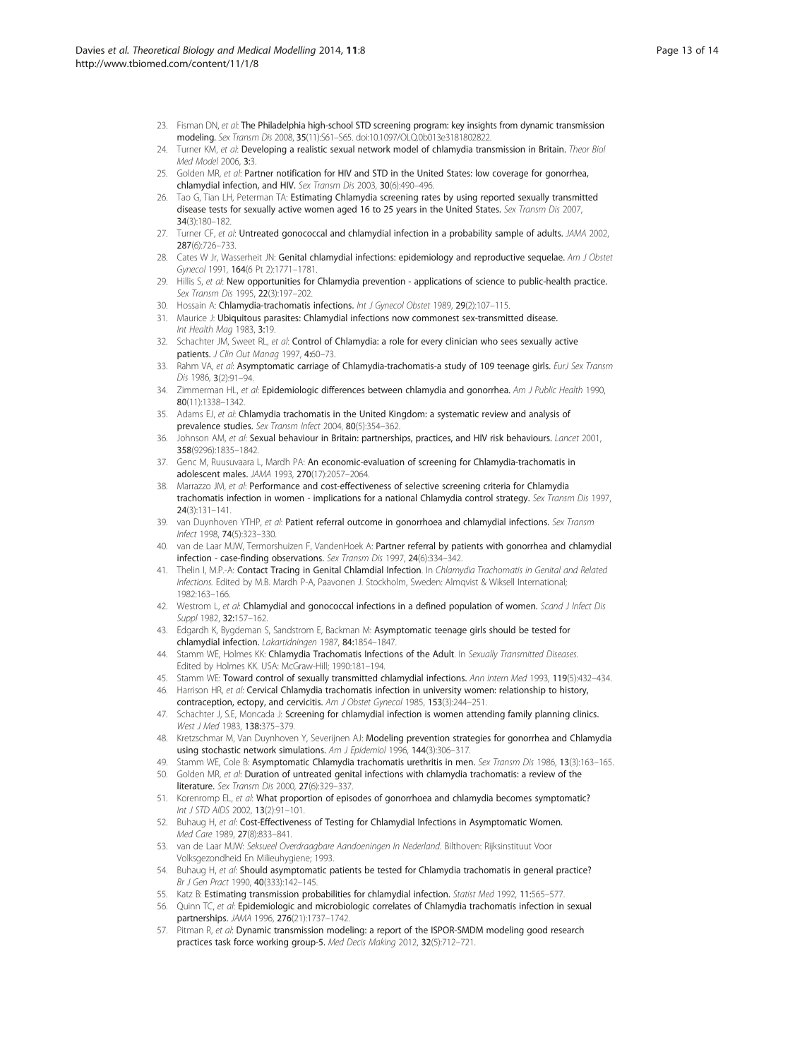23. Fisman DN, *et al*: **The Philadelphia high-school STD screening program: key insights from dynamic transmission modeling.** *Sex Transm Dis* 2008, **35**(11):S61–S65. doi:10.1097/OLQ.0b013e3181802822.
24. Turner KM, *et al*: **Developing a realistic sexual network model of chlamydia transmission in Britain.** *Theor Biol Med Model* 2006, **3**:3.
25. Golden MR, *et al*: **Partner notification for HIV and STD in the United States: low coverage for gonorrhea, chlamydial infection, and HIV.** *Sex Transm Dis* 2003, **30**(6):490–496.
26. Tao G, Tian LH, Peterman TA: **Estimating Chlamydia screening rates by using reported sexually transmitted disease tests for sexually active women aged 16 to 25 years in the United States.** *Sex Transm Dis* 2007, **34**(3):180–182.
27. Turner CF, *et al*: **Untreated gonococcal and chlamydial infection in a probability sample of adults.** *JAMA* 2002, **287**(6):726–733.
28. Cates W Jr, Wasserheit JN: **Genital chlamydial infections: epidemiology and reproductive sequelae.** *Am J Obstet Gynecol* 1991, **164**(6 Pt 2):1771–1781.
29. Hillis S, *et al*: **New opportunities for Chlamydia prevention - applications of science to public-health practice.** *Sex Transm Dis* 1995, **22**(3):197–202.
30. Hossain A: **Chlamydia-trachomatis infections.** *Int J Gynecol Obstet* 1989, **29**(2):107–115.
31. Maurice J: **Ubiquitous parasites: Chlamydial infections now commonest sex-transmitted disease.** *Int Health Mag* 1983, **3**:19.
32. Schachter JM, Sweet RL, *et al*: **Control of Chlamydia: a role for every clinician who sees sexually active patients.** *J Clin Out Manag* 1997, **4**:60–73.
33. Rahm VA, *et al*: **Asymptomatic carriage of Chlamydia-trachomatis-a study of 109 teenage girls.** *EurJ Sex Transm Dis* 1986, **3**(2):91–94.
34. Zimmerman HL, *et al*: **Epidemiologic differences between chlamydia and gonorrhea.** *Am J Public Health* 1990, **80**(11):1338–1342.
35. Adams EJ, *et al*: **Chlamydia trachomatis in the United Kingdom: a systematic review and analysis of prevalence studies.** *Sex Transm Infect* 2004, **80**(5):354–362.
36. Johnson AM, *et al*: **Sexual behaviour in Britain: partnerships, practices, and HIV risk behaviours.** *Lancet* 2001, **358**(9296):1835–1842.
37. Genc M, Ruusuvaara L, Mardh PA: **An economic-evaluation of screening for Chlamydia-trachomatis in adolescent males.** *JAMA* 1993, **270**(17):2057–2064.
38. Marrazzo JM, *et al*: **Performance and cost-effectiveness of selective screening criteria for Chlamydia trachomatis infection in women - implications for a national Chlamydia control strategy.** *Sex Transm Dis* 1997, **24**(3):131–141.
39. van Duynhoven YTHP, *et al*: **Patient referral outcome in gonorrhoea and chlamydial infections.** *Sex Transm Infect* 1998, **74**(5):323–330.
40. van de Laar MJW, Termorshuizen F, VandenHoek A: **Partner referral by patients with gonorrhea and chlamydial infection - case-finding observations.** *Sex Transm Dis* 1997, **24**(6):334–342.
41. Thelin I, M.P.-A: **Contact Tracing in Genital Chlamdial Infection.** In *Chlamydia Trachomatis in Genital and Related Infections.* Edited by M.B. Mardh P-A, Paavonen J. Stockholm, Sweden: Almqvist & Wiksell International; 1982:163–166.
42. Westrom L, *et al*: **Chlamydial and gonococcal infections in a defined population of women.** *Scand J Infect Dis Suppl* 1982, **32**:157–162.
43. Edgardh K, Bygdeman S, Sandstrom E, Backman M: **Asymptomatic teenage girls should be tested for chlamydial infection.** *Lakartidningen* 1987, **84**:1854–1847.
44. Stamm WE, Holmes KK: **Chlamydia Trachomatis Infections of the Adult.** In *Sexually Transmitted Diseases.* Edited by Holmes KK. USA: McGraw-Hill; 1990:181–194.
45. Stamm WE: **Toward control of sexually transmitted chlamydial infections.** *Ann Intern Med* 1993, **119**(5):432–434.
46. Harrison HR, *et al*: **Cervical Chlamydia trachomatis infection in university women: relationship to history, contraception, ectopy, and cervicitis.** *Am J Obstet Gynecol* 1985, **153**(3):244–251.
47. Schachter J, S.E, Moncada J: **Screening for chlamydial infection is women attending family planning clinics.** *West J Med* 1983, **138**:375–379.
48. Kretzschmar M, Van Duynhoven Y, Severijnen AJ: **Modeling prevention strategies for gonorrhea and Chlamydia using stochastic network simulations.** *Am J Epidemiol* 1996, **144**(3):306–317.
49. Stamm WE, Cole B: **Asymptomatic Chlamydia trachomatis urethritis in men.** *Sex Transm Dis* 1986, **13**(3):163–165.
50. Golden MR, *et al*: **Duration of untreated genital infections with chlamydia trachomatis: a review of the literature.** *Sex Transm Dis* 2000, **27**(6):329–337.
51. Korenromp EL, *et al*: **What proportion of episodes of gonorrhoea and chlamydia becomes symptomatic?** *Int J STD AIDS* 2002, **13**(2):91–101.
52. Buhaug H, *et al*: **Cost-Effectiveness of Testing for Chlamydial Infections in Asymptomatic Women.** *Med Care* 1989, **27**(8):833–841.
53. van de Laar MJW: *Seksueel Overdraagbare Aandoeningen In Nederland.* Bilthoven: Rijksinstituut Voor Volksgezondheid En Milieuhygiene; 1993.
54. Buhaug H, *et al*: **Should asymptomatic patients be tested for Chlamydia trachomatis in general practice?** *Br J Gen Pract* 1990, **40**(333):142–145.
55. Katz B: **Estimating transmission probabilities for chlamydial infection.** *Statist Med* 1992, **11**:565–577.
56. Quinn TC, *et al*: **Epidemiologic and microbiologic correlates of Chlamydia trachomatis infection in sexual partnerships.** *JAMA* 1996, **276**(21):1737–1742.
57. Pitman R, *et al*: **Dynamic transmission modeling: a report of the ISPOR-SMDM modeling good research practices task force working group-5.** *Med Decis Making* 2012, **32**(5):712–721.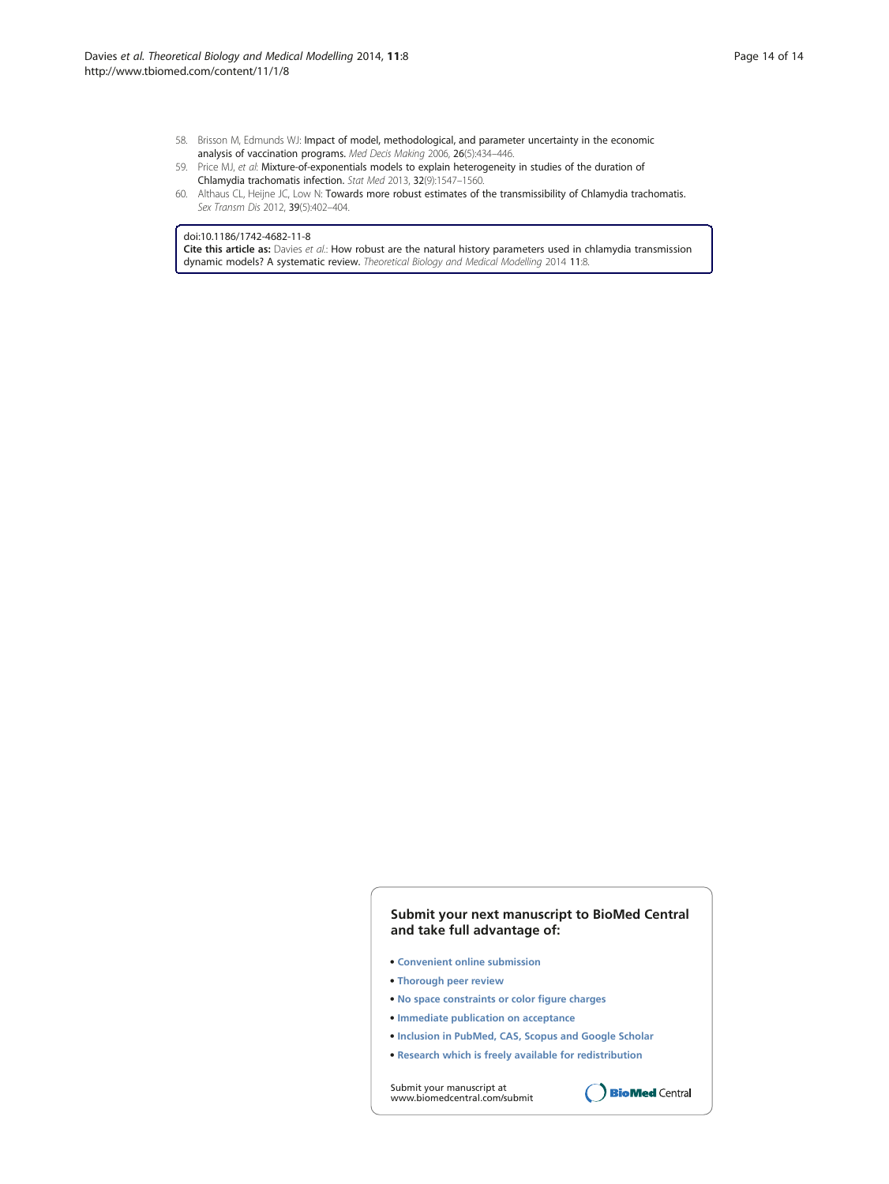58. Brisson M, Edmunds WJ: **Impact of model, methodological, and parameter uncertainty in the economic analysis of vaccination programs.** *Med Decis Making* 2006, **26**(5):434–446.
59. Price MJ, *et al*: **Mixture-of-exponentials models to explain heterogeneity in studies of the duration of Chlamydia trachomatis infection.** *Stat Med* 2013, **32**(9):1547–1560.
60. Althaus CL, Heijne JC, Low N: **Towards more robust estimates of the transmissibility of Chlamydia trachomatis.** *Sex Transm Dis* 2012, **39**(5):402–404.

doi:10.1186/1742-4682-11-8
**Cite this article as:** Davies *et al.*: How robust are the natural history parameters used in chlamydia transmission dynamic models? A systematic review. *Theoretical Biology and Medical Modelling* 2014 **11**:8.

**Submit your next manuscript to BioMed Central and take full advantage of:**

- **Convenient online submission**
- **Thorough peer review**
- **No space constraints or color figure charges**
- **Immediate publication on acceptance**
- **Inclusion in PubMed, CAS, Scopus and Google Scholar**
- **Research which is freely available for redistribution**

Submit your manuscript at
www.biomedcentral.com/submit

BioMed Central